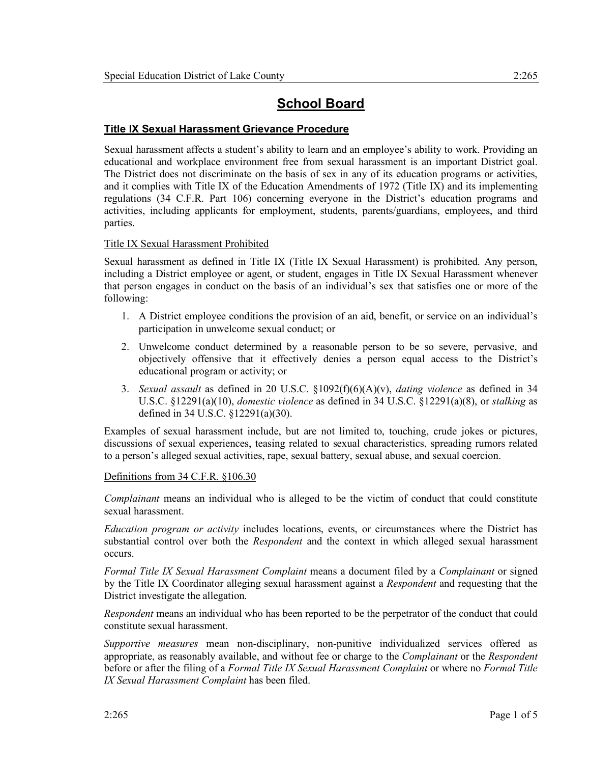# School Board

## Title IX Sexual Harassment Grievance Procedure

Sexual harassment affects a student's ability to learn and an employee's ability to work. Providing an educational and workplace environment free from sexual harassment is an important District goal. The District does not discriminate on the basis of sex in any of its education programs or activities, and it complies with Title IX of the Education Amendments of 1972 (Title IX) and its implementing regulations (34 C.F.R. Part 106) concerning everyone in the District's education programs and activities, including applicants for employment, students, parents/guardians, employees, and third parties.

### Title IX Sexual Harassment Prohibited

Sexual harassment as defined in Title IX (Title IX Sexual Harassment) is prohibited. Any person, including a District employee or agent, or student, engages in Title IX Sexual Harassment whenever that person engages in conduct on the basis of an individual's sex that satisfies one or more of the following:

1. A District employee conditions the provision of an aid, benefit, or service on an individual's participation in unwelcome sexual conduct; or
2. Unwelcome conduct determined by a reasonable person to be so severe, pervasive, and objectively offensive that it effectively denies a person equal access to the District's educational program or activity; or
3. *Sexual assault* as defined in 20 U.S.C. §1092(f)(6)(A)(v), *dating violence* as defined in 34 U.S.C. §12291(a)(10), *domestic violence* as defined in 34 U.S.C. §12291(a)(8), or *stalking* as defined in 34 U.S.C. §12291(a)(30).

Examples of sexual harassment include, but are not limited to, touching, crude jokes or pictures, discussions of sexual experiences, teasing related to sexual characteristics, spreading rumors related to a person's alleged sexual activities, rape, sexual battery, sexual abuse, and sexual coercion.

### Definitions from 34 C.F.R. §106.30

*Complainant* means an individual who is alleged to be the victim of conduct that could constitute sexual harassment.

*Education program or activity* includes locations, events, or circumstances where the District has substantial control over both the *Respondent* and the context in which alleged sexual harassment occurs.

*Formal Title IX Sexual Harassment Complaint* means a document filed by a *Complainant* or signed by the Title IX Coordinator alleging sexual harassment against a *Respondent* and requesting that the District investigate the allegation.

*Respondent* means an individual who has been reported to be the perpetrator of the conduct that could constitute sexual harassment.

*Supportive measures* mean non-disciplinary, non-punitive individualized services offered as appropriate, as reasonably available, and without fee or charge to the *Complainant* or the *Respondent* before or after the filing of a *Formal Title IX Sexual Harassment Complaint* or where no *Formal Title IX Sexual Harassment Complaint* has been filed.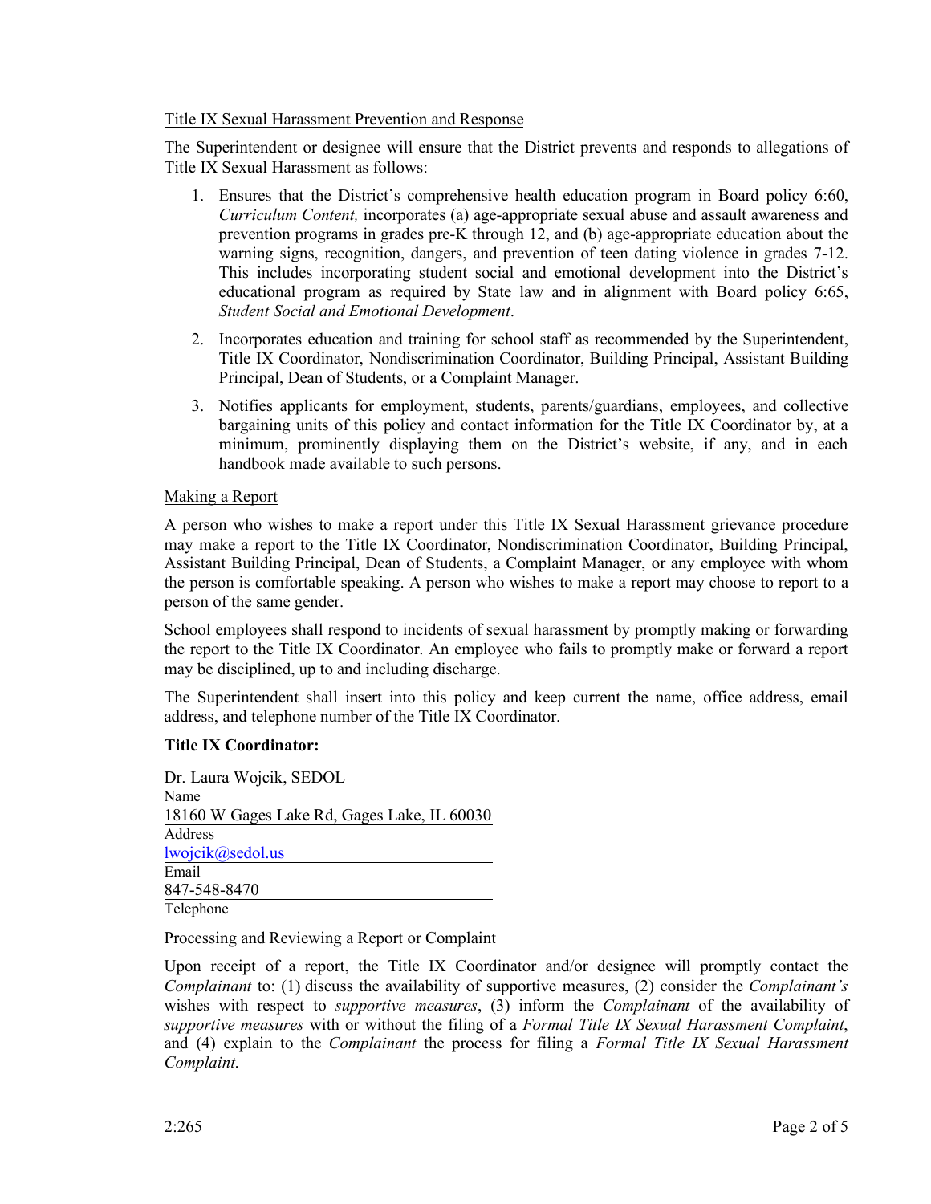Title IX Sexual Harassment Prevention and Response

The Superintendent or designee will ensure that the District prevents and responds to allegations of Title IX Sexual Harassment as follows:

1. Ensures that the District's comprehensive health education program in Board policy 6:60, *Curriculum Content,* incorporates (a) age-appropriate sexual abuse and assault awareness and prevention programs in grades pre-K through 12, and (b) age-appropriate education about the warning signs, recognition, dangers, and prevention of teen dating violence in grades 7-12. This includes incorporating student social and emotional development into the District's educational program as required by State law and in alignment with Board policy 6:65, *Student Social and Emotional Development*.
2. Incorporates education and training for school staff as recommended by the Superintendent, Title IX Coordinator, Nondiscrimination Coordinator, Building Principal, Assistant Building Principal, Dean of Students, or a Complaint Manager.
3. Notifies applicants for employment, students, parents/guardians, employees, and collective bargaining units of this policy and contact information for the Title IX Coordinator by, at a minimum, prominently displaying them on the District's website, if any, and in each handbook made available to such persons.

Making a Report

A person who wishes to make a report under this Title IX Sexual Harassment grievance procedure may make a report to the Title IX Coordinator, Nondiscrimination Coordinator, Building Principal, Assistant Building Principal, Dean of Students, a Complaint Manager, or any employee with whom the person is comfortable speaking. A person who wishes to make a report may choose to report to a person of the same gender.

School employees shall respond to incidents of sexual harassment by promptly making or forwarding the report to the Title IX Coordinator. An employee who fails to promptly make or forward a report may be disciplined, up to and including discharge.

The Superintendent shall insert into this policy and keep current the name, office address, email address, and telephone number of the Title IX Coordinator.

**Title IX Coordinator:**

Dr. Laura Wojcik, SEDOL
Name

18160 W Gages Lake Rd, Gages Lake, IL 60030
Address

lwojcik@sedol.us
Email

847-548-8470
Telephone

Processing and Reviewing a Report or Complaint

Upon receipt of a report, the Title IX Coordinator and/or designee will promptly contact the *Complainant* to: (1) discuss the availability of supportive measures, (2) consider the *Complainant's* wishes with respect to *supportive measures*, (3) inform the *Complainant* of the availability of *supportive measures* with or without the filing of a *Formal Title IX Sexual Harassment Complaint*, and (4) explain to the *Complainant* the process for filing a *Formal Title IX Sexual Harassment Complaint.*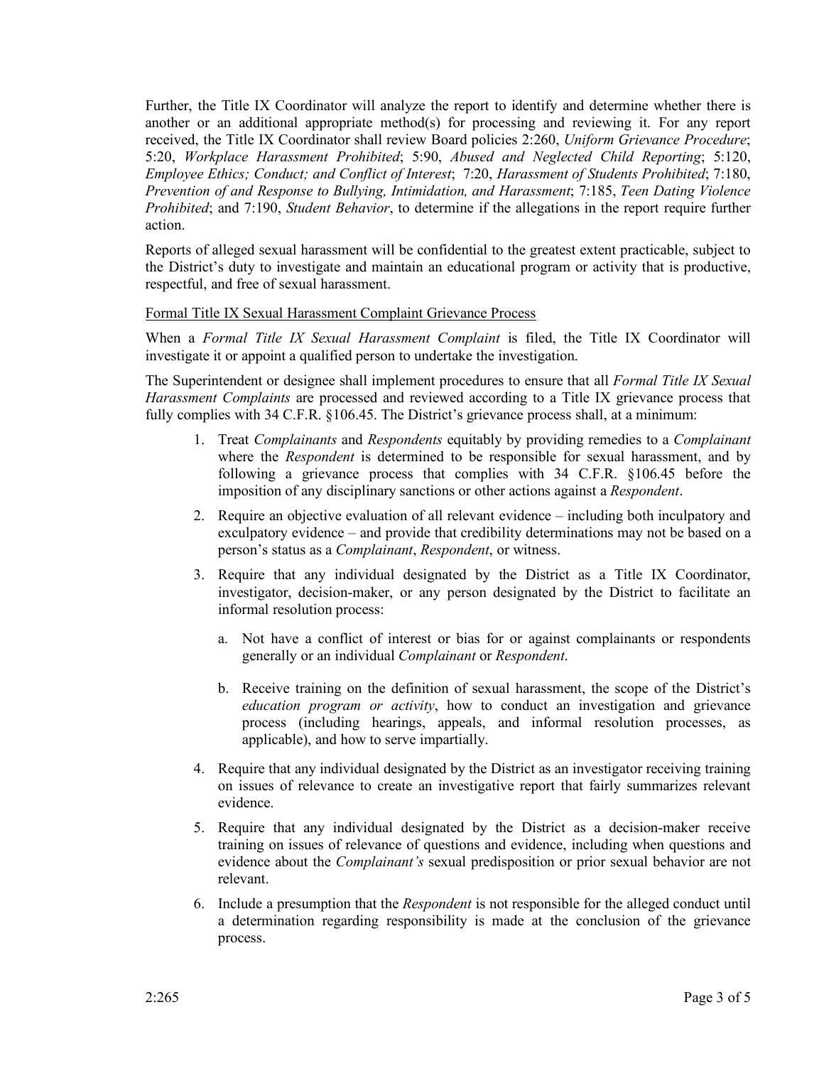Further, the Title IX Coordinator will analyze the report to identify and determine whether there is another or an additional appropriate method(s) for processing and reviewing it. For any report received, the Title IX Coordinator shall review Board policies 2:260, *Uniform Grievance Procedure*; 5:20, *Workplace Harassment Prohibited*; 5:90, *Abused and Neglected Child Reporting*; 5:120, *Employee Ethics; Conduct; and Conflict of Interest*; 7:20, *Harassment of Students Prohibited*; 7:180, *Prevention of and Response to Bullying, Intimidation, and Harassment*; 7:185, *Teen Dating Violence Prohibited*; and 7:190, *Student Behavior*, to determine if the allegations in the report require further action.

Reports of alleged sexual harassment will be confidential to the greatest extent practicable, subject to the District's duty to investigate and maintain an educational program or activity that is productive, respectful, and free of sexual harassment.

<u>Formal Title IX Sexual Harassment Complaint Grievance Process</u>

When a *Formal Title IX Sexual Harassment Complaint* is filed, the Title IX Coordinator will investigate it or appoint a qualified person to undertake the investigation.

The Superintendent or designee shall implement procedures to ensure that all *Formal Title IX Sexual Harassment Complaints* are processed and reviewed according to a Title IX grievance process that fully complies with 34 C.F.R. §106.45. The District's grievance process shall, at a minimum:

1. Treat *Complainants* and *Respondents* equitably by providing remedies to a *Complainant* where the *Respondent* is determined to be responsible for sexual harassment, and by following a grievance process that complies with 34 C.F.R. §106.45 before the imposition of any disciplinary sanctions or other actions against a *Respondent*.

2. Require an objective evaluation of all relevant evidence – including both inculpatory and exculpatory evidence – and provide that credibility determinations may not be based on a person's status as a *Complainant*, *Respondent*, or witness.

3. Require that any individual designated by the District as a Title IX Coordinator, investigator, decision-maker, or any person designated by the District to facilitate an informal resolution process:

   a. Not have a conflict of interest or bias for or against complainants or respondents generally or an individual *Complainant* or *Respondent*.

   b. Receive training on the definition of sexual harassment, the scope of the District's *education program or activity*, how to conduct an investigation and grievance process (including hearings, appeals, and informal resolution processes, as applicable), and how to serve impartially.

4. Require that any individual designated by the District as an investigator receiving training on issues of relevance to create an investigative report that fairly summarizes relevant evidence.

5. Require that any individual designated by the District as a decision-maker receive training on issues of relevance of questions and evidence, including when questions and evidence about the *Complainant's* sexual predisposition or prior sexual behavior are not relevant.

6. Include a presumption that the *Respondent* is not responsible for the alleged conduct until a determination regarding responsibility is made at the conclusion of the grievance process.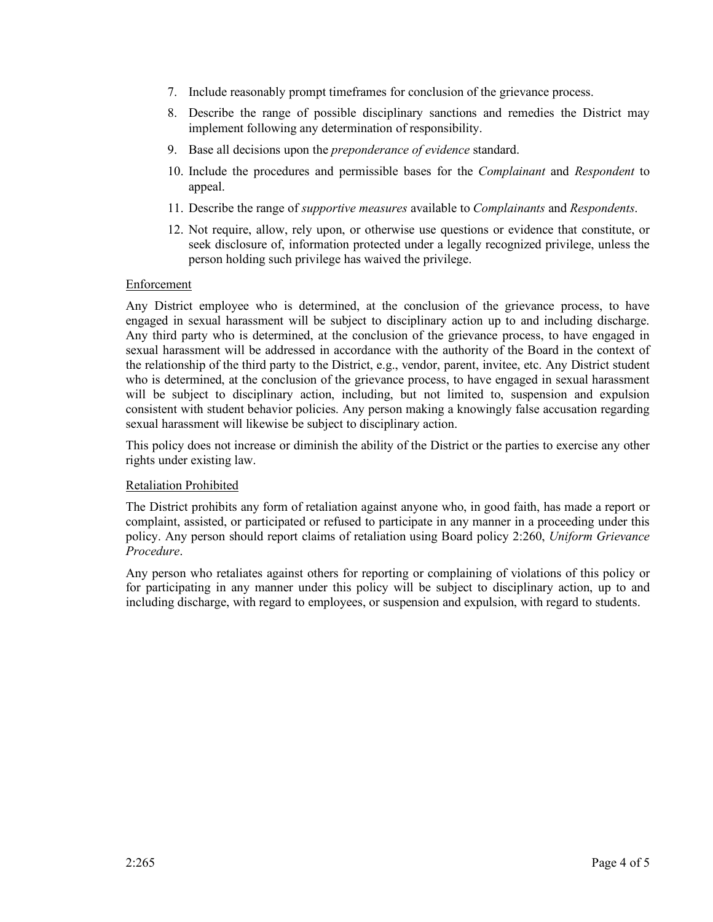7. Include reasonably prompt timeframes for conclusion of the grievance process.
8. Describe the range of possible disciplinary sanctions and remedies the District may implement following any determination of responsibility.
9. Base all decisions upon the *preponderance of evidence* standard.
10. Include the procedures and permissible bases for the *Complainant* and *Respondent* to appeal.
11. Describe the range of *supportive measures* available to *Complainants* and *Respondents*.
12. Not require, allow, rely upon, or otherwise use questions or evidence that constitute, or seek disclosure of, information protected under a legally recognized privilege, unless the person holding such privilege has waived the privilege.

## Enforcement

Any District employee who is determined, at the conclusion of the grievance process, to have engaged in sexual harassment will be subject to disciplinary action up to and including discharge. Any third party who is determined, at the conclusion of the grievance process, to have engaged in sexual harassment will be addressed in accordance with the authority of the Board in the context of the relationship of the third party to the District, e.g., vendor, parent, invitee, etc. Any District student who is determined, at the conclusion of the grievance process, to have engaged in sexual harassment will be subject to disciplinary action, including, but not limited to, suspension and expulsion consistent with student behavior policies. Any person making a knowingly false accusation regarding sexual harassment will likewise be subject to disciplinary action.

This policy does not increase or diminish the ability of the District or the parties to exercise any other rights under existing law.

## Retaliation Prohibited

The District prohibits any form of retaliation against anyone who, in good faith, has made a report or complaint, assisted, or participated or refused to participate in any manner in a proceeding under this policy. Any person should report claims of retaliation using Board policy 2:260, *Uniform Grievance Procedure*.

Any person who retaliates against others for reporting or complaining of violations of this policy or for participating in any manner under this policy will be subject to disciplinary action, up to and including discharge, with regard to employees, or suspension and expulsion, with regard to students.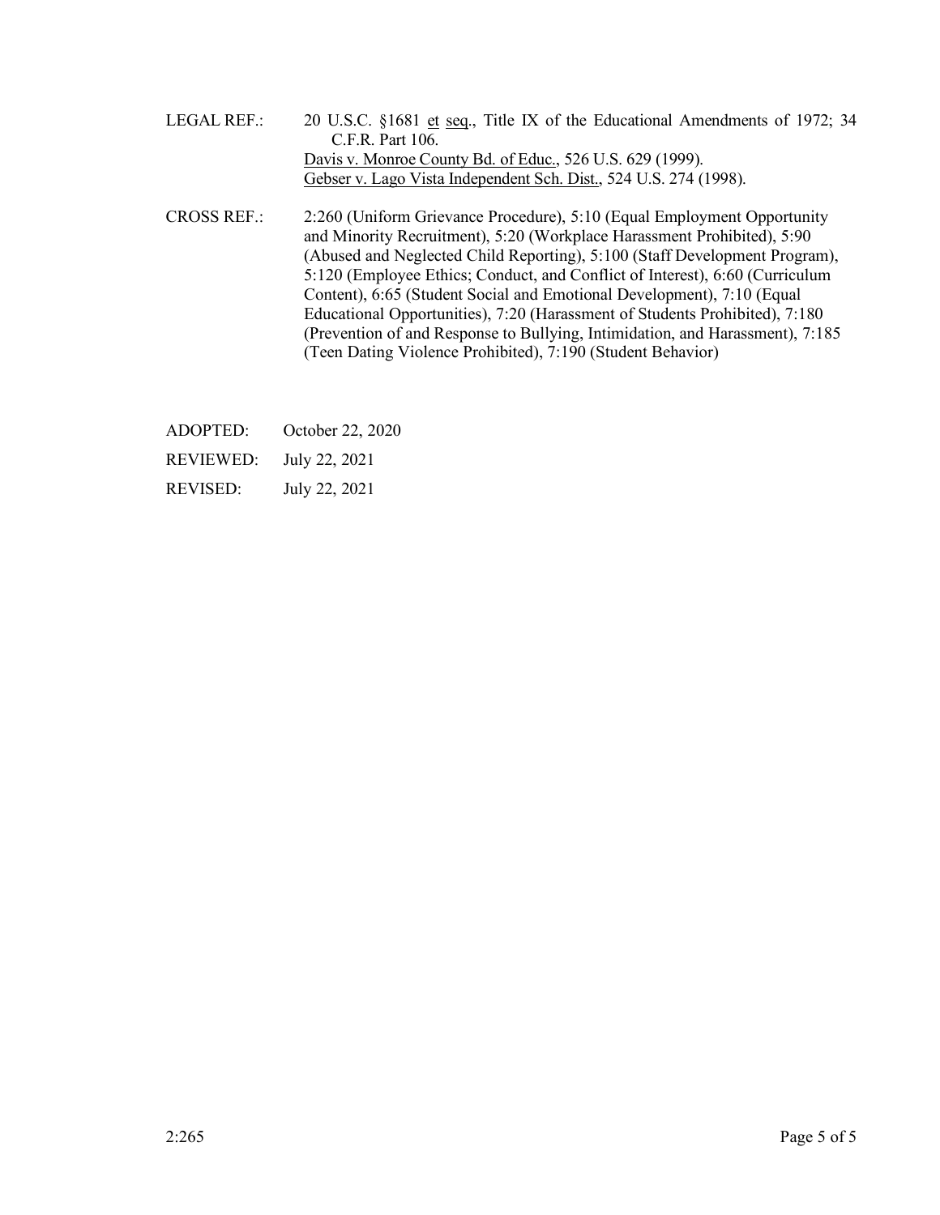LEGAL REF.: 20 U.S.C. §1681 et seq., Title IX of the Educational Amendments of 1972; 34 C.F.R. Part 106.
Davis v. Monroe County Bd. of Educ., 526 U.S. 629 (1999).
Gebser v. Lago Vista Independent Sch. Dist., 524 U.S. 274 (1998).

CROSS REF.: 2:260 (Uniform Grievance Procedure), 5:10 (Equal Employment Opportunity and Minority Recruitment), 5:20 (Workplace Harassment Prohibited), 5:90 (Abused and Neglected Child Reporting), 5:100 (Staff Development Program), 5:120 (Employee Ethics; Conduct, and Conflict of Interest), 6:60 (Curriculum Content), 6:65 (Student Social and Emotional Development), 7:10 (Equal Educational Opportunities), 7:20 (Harassment of Students Prohibited), 7:180 (Prevention of and Response to Bullying, Intimidation, and Harassment), 7:185 (Teen Dating Violence Prohibited), 7:190 (Student Behavior)

ADOPTED: October 22, 2020

REVIEWED: July 22, 2021

REVISED: July 22, 2021